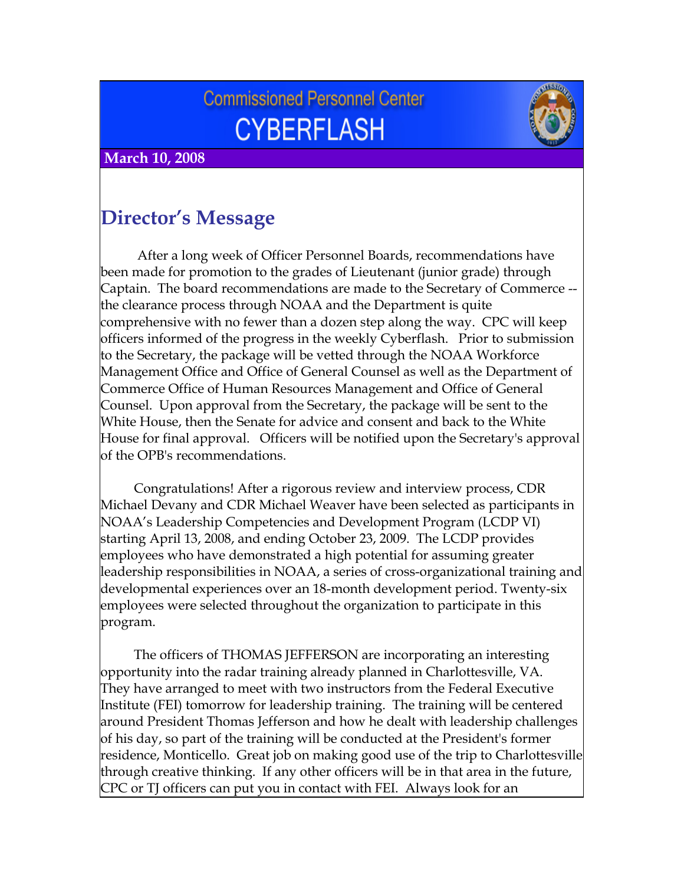# Commissioned Personnel Center
# CYBERFLASH

**March 10, 2008**

## Director's Message

After a long week of Officer Personnel Boards, recommendations have been made for promotion to the grades of Lieutenant (junior grade) through Captain. The board recommendations are made to the Secretary of Commerce -- the clearance process through NOAA and the Department is quite comprehensive with no fewer than a dozen step along the way. CPC will keep officers informed of the progress in the weekly Cyberflash. Prior to submission to the Secretary, the package will be vetted through the NOAA Workforce Management Office and Office of General Counsel as well as the Department of Commerce Office of Human Resources Management and Office of General Counsel. Upon approval from the Secretary, the package will be sent to the White House, then the Senate for advice and consent and back to the White House for final approval. Officers will be notified upon the Secretary's approval of the OPB's recommendations.

Congratulations! After a rigorous review and interview process, CDR Michael Devany and CDR Michael Weaver have been selected as participants in NOAA's Leadership Competencies and Development Program (LCDP VI) starting April 13, 2008, and ending October 23, 2009. The LCDP provides employees who have demonstrated a high potential for assuming greater leadership responsibilities in NOAA, a series of cross-organizational training and developmental experiences over an 18-month development period. Twenty-six employees were selected throughout the organization to participate in this program.

The officers of THOMAS JEFFERSON are incorporating an interesting opportunity into the radar training already planned in Charlottesville, VA. They have arranged to meet with two instructors from the Federal Executive Institute (FEI) tomorrow for leadership training. The training will be centered around President Thomas Jefferson and how he dealt with leadership challenges of his day, so part of the training will be conducted at the President's former residence, Monticello. Great job on making good use of the trip to Charlottesville through creative thinking. If any other officers will be in that area in the future, CPC or TJ officers can put you in contact with FEI. Always look for an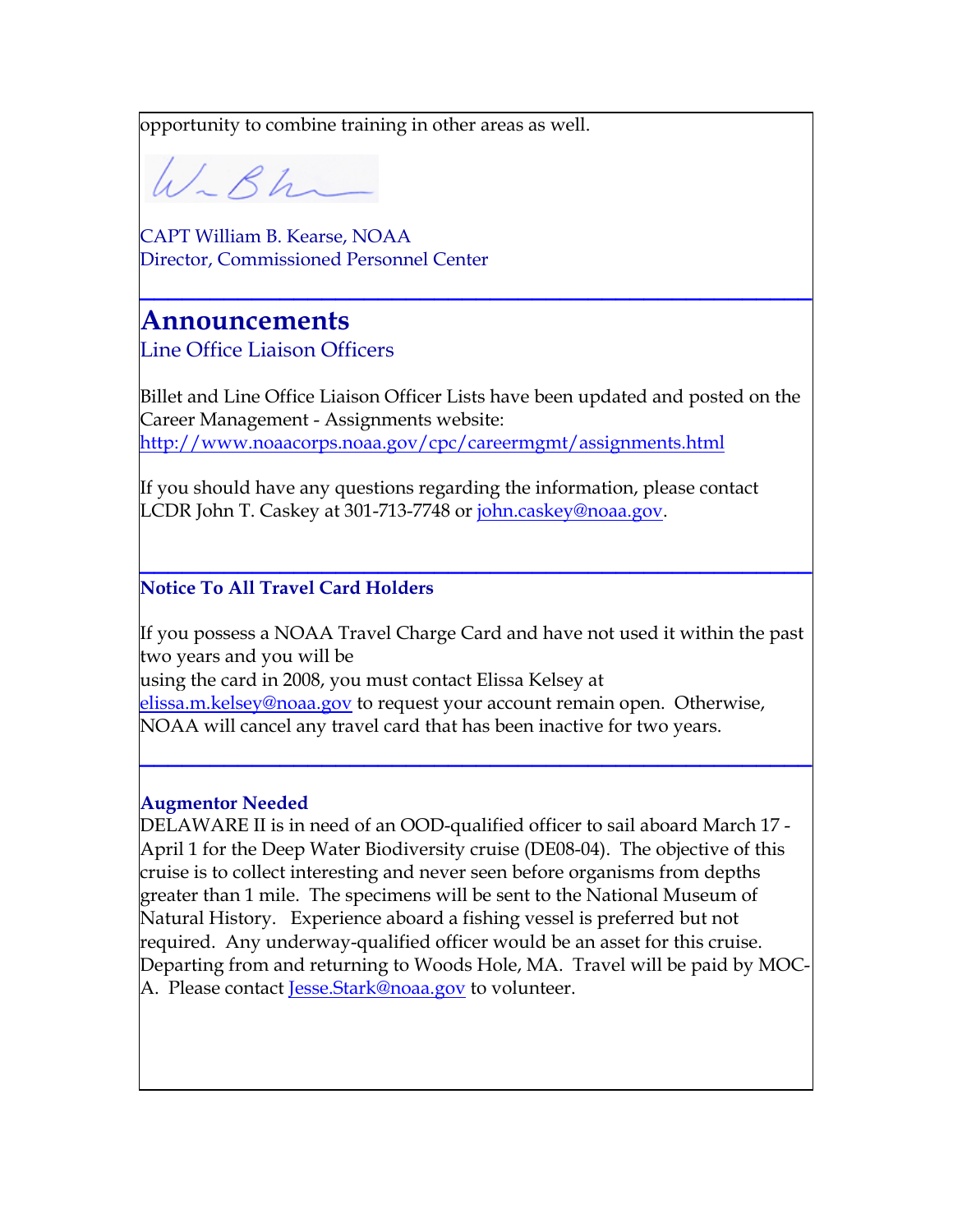opportunity to combine training in other areas as well.

CAPT William B. Kearse, NOAA
Director, Commissioned Personnel Center

---

# Announcements

## Line Office Liaison Officers

Billet and Line Office Liaison Officer Lists have been updated and posted on the Career Management - Assignments website:
http://www.noaacorps.noaa.gov/cpc/careermgmt/assignments.html

If you should have any questions regarding the information, please contact LCDR John T. Caskey at 301-713-7748 or john.caskey@noaa.gov.

---

**Notice To All Travel Card Holders**

If you possess a NOAA Travel Charge Card and have not used it within the past two years and you will be
using the card in 2008, you must contact Elissa Kelsey at elissa.m.kelsey@noaa.gov to request your account remain open. Otherwise, NOAA will cancel any travel card that has been inactive for two years.

---

**Augmentor Needed**

DELAWARE II is in need of an OOD-qualified officer to sail aboard March 17 - April 1 for the Deep Water Biodiversity cruise (DE08-04). The objective of this cruise is to collect interesting and never seen before organisms from depths greater than 1 mile. The specimens will be sent to the National Museum of Natural History. Experience aboard a fishing vessel is preferred but not required. Any underway-qualified officer would be an asset for this cruise. Departing from and returning to Woods Hole, MA. Travel will be paid by MOC-A. Please contact Jesse.Stark@noaa.gov to volunteer.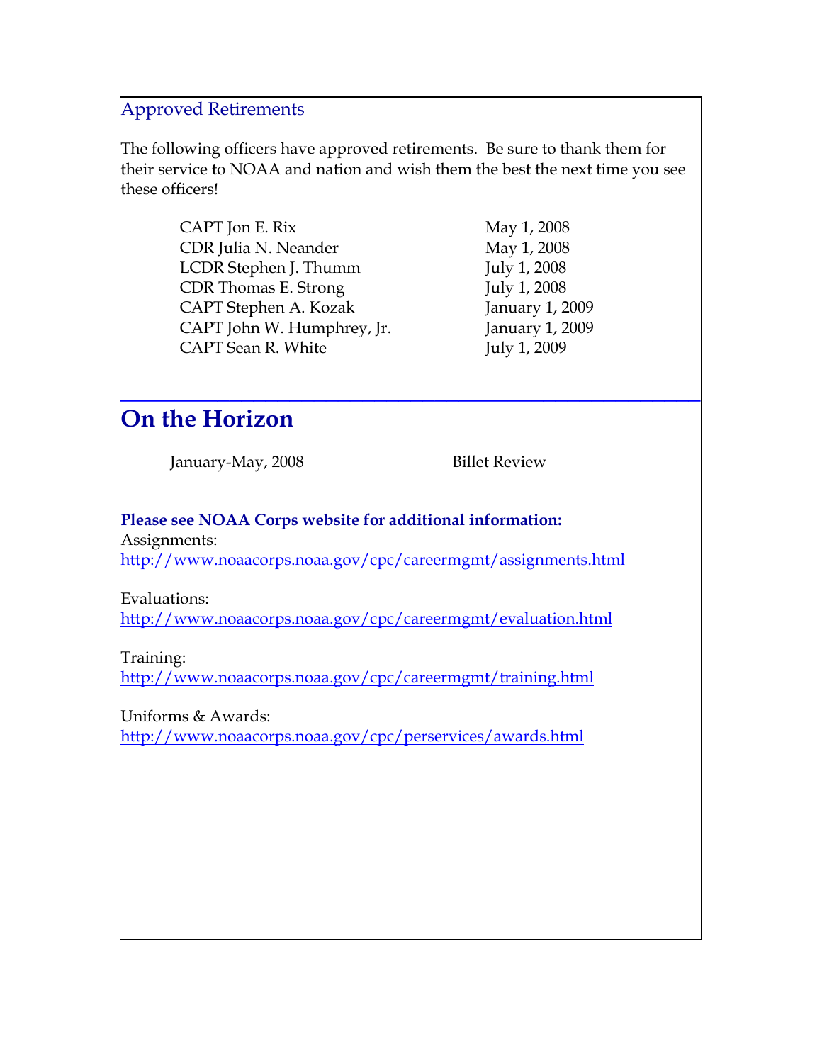## Approved Retirements

The following officers have approved retirements. Be sure to thank them for their service to NOAA and nation and wish them the best the next time you see these officers!

| | |
|---|---|
| CAPT Jon E. Rix | May 1, 2008 |
| CDR Julia N. Neander | May 1, 2008 |
| LCDR Stephen J. Thumm | July 1, 2008 |
| CDR Thomas E. Strong | July 1, 2008 |
| CAPT Stephen A. Kozak | January 1, 2009 |
| CAPT John W. Humphrey, Jr. | January 1, 2009 |
| CAPT Sean R. White | July 1, 2009 |

# On the Horizon

| | |
|---|---|
| January-May, 2008 | Billet Review |

**Please see NOAA Corps website for additional information:**

Assignments:
http://www.noaacorps.noaa.gov/cpc/careermgmt/assignments.html

Evaluations:
http://www.noaacorps.noaa.gov/cpc/careermgmt/evaluation.html

Training:
http://www.noaacorps.noaa.gov/cpc/careermgmt/training.html

Uniforms & Awards:
http://www.noaacorps.noaa.gov/cpc/perservices/awards.html